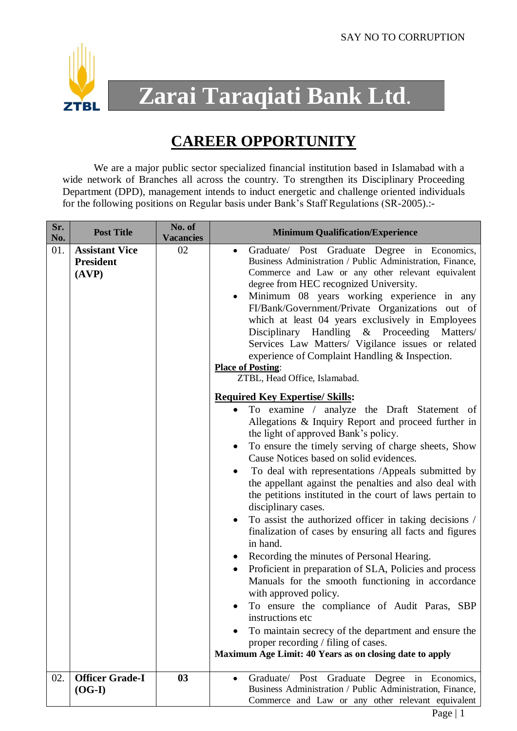SAY NO TO CORRUPTION

# Zarai Taraqiati Bank Ltd.

## CAREER OPPORTUNITY

We are a major public sector specialized financial institution based in Islamabad with a wide network of Branches all across the country. To strengthen its Disciplinary Proceeding Department (DPD), management intends to induct energetic and challenge oriented individuals for the following positions on Regular basis under Bank's Staff Regulations (SR-2005).:-

| Sr. No. | Post Title | No. of Vacancies | Minimum Qualification/Experience |
|---|---|---|---|
| 01. | **Assistant Vice President (AVP)** | 02 | • Graduate/ Post Graduate Degree in Economics, Business Administration / Public Administration, Finance, Commerce and Law or any other relevant equivalent degree from HEC recognized University.<br>• Minimum 08 years working experience in any FI/Bank/Government/Private Organizations out of which at least 04 years exclusively in Employees Disciplinary Handling & Proceeding Matters/ Services Law Matters/ Vigilance issues or related experience of Complaint Handling & Inspection.<br>**Place of Posting**:<br>ZTBL, Head Office, Islamabad.<br>**Required Key Expertise/ Skills:**<br>• To examine / analyze the Draft Statement of Allegations & Inquiry Report and proceed further in the light of approved Bank's policy.<br>• To ensure the timely serving of charge sheets, Show Cause Notices based on solid evidences.<br>• To deal with representations /Appeals submitted by the appellant against the penalties and also deal with the petitions instituted in the court of laws pertain to disciplinary cases.<br>• To assist the authorized officer in taking decisions / finalization of cases by ensuring all facts and figures in hand.<br>• Recording the minutes of Personal Hearing.<br>• Proficient in preparation of SLA, Policies and process Manuals for the smooth functioning in accordance with approved policy.<br>• To ensure the compliance of Audit Paras, SBP instructions etc<br>• To maintain secrecy of the department and ensure the proper recording / filing of cases.<br>**Maximum Age Limit: 40 Years as on closing date to apply** |
| 02. | **Officer Grade-I (OG-I)** | **03** | • Graduate/ Post Graduate Degree in Economics, Business Administration / Public Administration, Finance, Commerce and Law or any other relevant equivalent |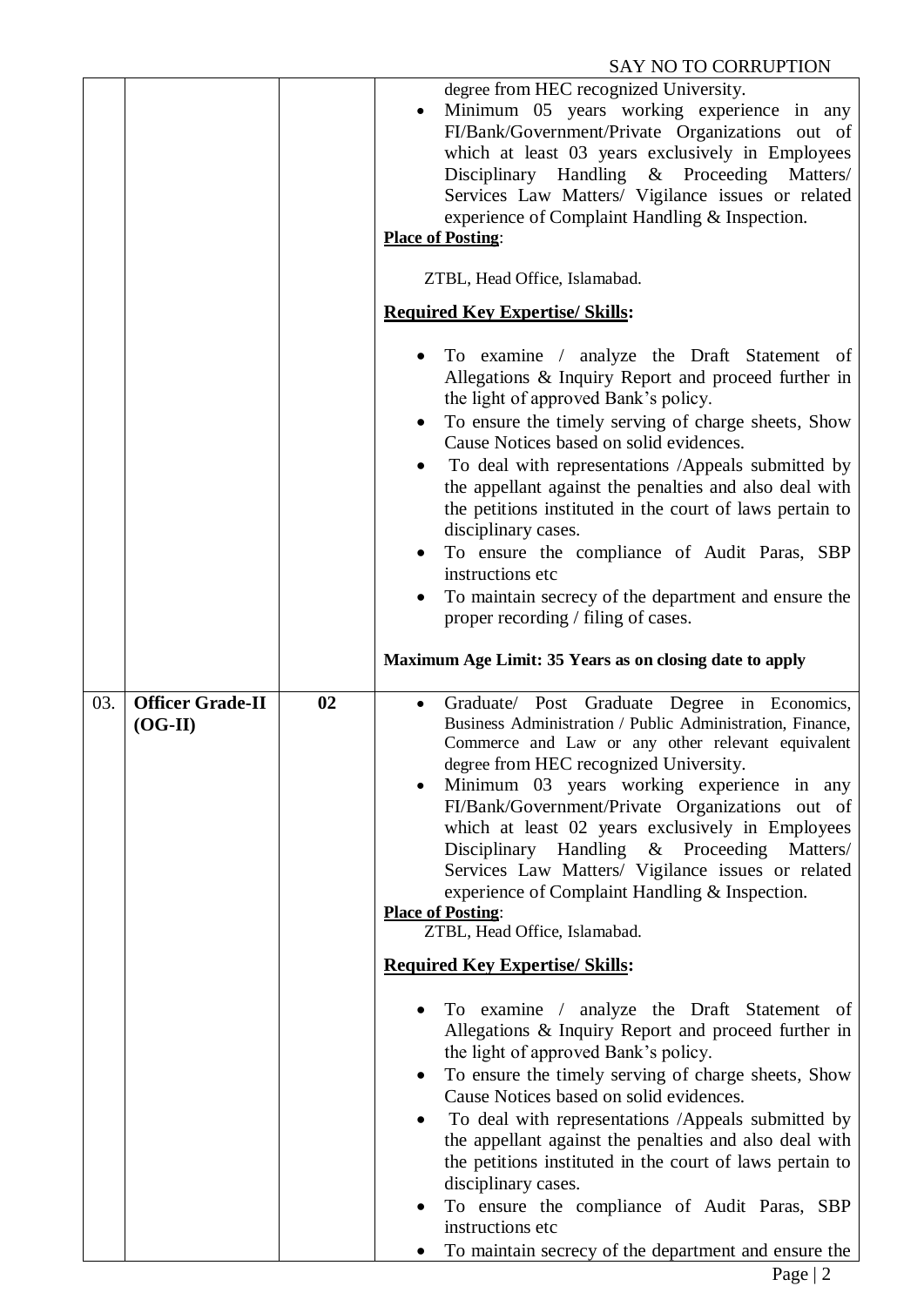SAY NO TO CORRUPTION

| | | | |
|---|---|---|---|
| | | | degree from HEC recognized University.<br>• Minimum 05 years working experience in any FI/Bank/Government/Private Organizations out of which at least 03 years exclusively in Employees Disciplinary Handling & Proceeding Matters/ Services Law Matters/ Vigilance issues or related experience of Complaint Handling & Inspection.<br>**Place of Posting**:<br>ZTBL, Head Office, Islamabad.<br>**Required Key Expertise/ Skills:**<br>• To examine / analyze the Draft Statement of Allegations & Inquiry Report and proceed further in the light of approved Bank's policy.<br>• To ensure the timely serving of charge sheets, Show Cause Notices based on solid evidences.<br>• To deal with representations /Appeals submitted by the appellant against the penalties and also deal with the petitions instituted in the court of laws pertain to disciplinary cases.<br>• To ensure the compliance of Audit Paras, SBP instructions etc<br>• To maintain secrecy of the department and ensure the proper recording / filing of cases.<br>**Maximum Age Limit: 35 Years as on closing date to apply** |
| 03. | **Officer Grade-II (OG-II)** | **02** | • Graduate/ Post Graduate Degree in Economics, Business Administration / Public Administration, Finance, Commerce and Law or any other relevant equivalent degree from HEC recognized University.<br>• Minimum 03 years working experience in any FI/Bank/Government/Private Organizations out of which at least 02 years exclusively in Employees Disciplinary Handling & Proceeding Matters/ Services Law Matters/ Vigilance issues or related experience of Complaint Handling & Inspection.<br>**Place of Posting**:<br>ZTBL, Head Office, Islamabad.<br>**Required Key Expertise/ Skills:**<br>• To examine / analyze the Draft Statement of Allegations & Inquiry Report and proceed further in the light of approved Bank's policy.<br>• To ensure the timely serving of charge sheets, Show Cause Notices based on solid evidences.<br>• To deal with representations /Appeals submitted by the appellant against the penalties and also deal with the petitions instituted in the court of laws pertain to disciplinary cases.<br>• To ensure the compliance of Audit Paras, SBP instructions etc<br>• To maintain secrecy of the department and ensure the |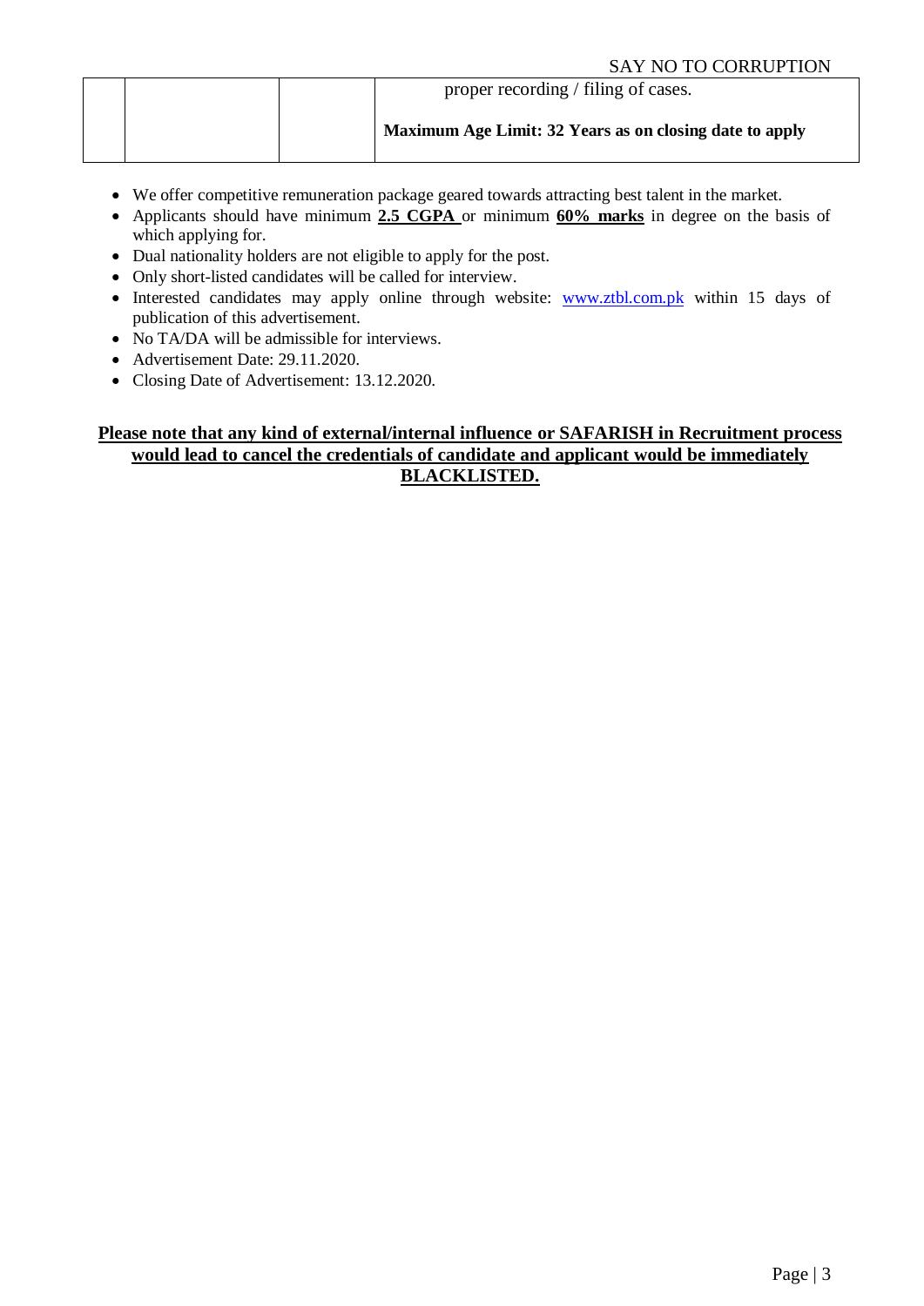SAY NO TO CORRUPTION

| | | | |
|---|---|---|---|
| | | | proper recording / filing of cases.<br><br>**Maximum Age Limit: 32 Years as on closing date to apply** |

- We offer competitive remuneration package geared towards attracting best talent in the market.
- Applicants should have minimum **2.5 CGPA** or minimum **60% marks** in degree on the basis of which applying for.
- Dual nationality holders are not eligible to apply for the post.
- Only short-listed candidates will be called for interview.
- Interested candidates may apply online through website: www.ztbl.com.pk within 15 days of publication of this advertisement.
- No TA/DA will be admissible for interviews.
- Advertisement Date: 29.11.2020.
- Closing Date of Advertisement: 13.12.2020.

**Please note that any kind of external/internal influence or SAFARISH in Recruitment process would lead to cancel the credentials of candidate and applicant would be immediately BLACKLISTED.**